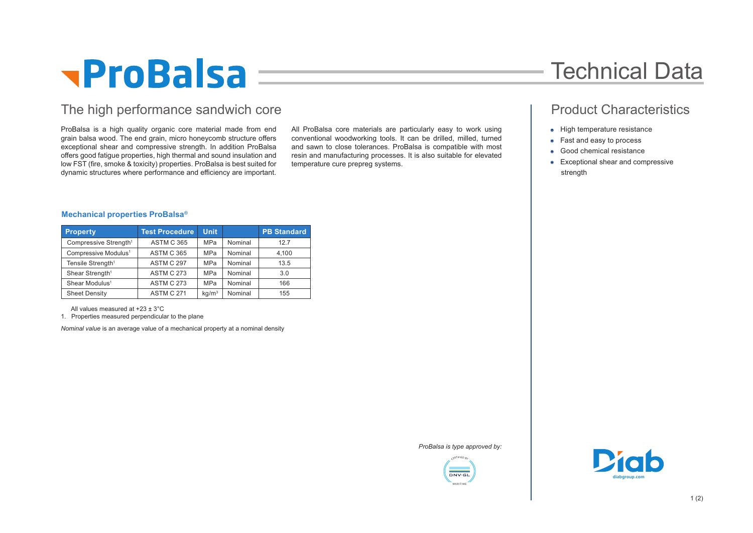# ProBalsa

# Technical Data

## The high performance sandwich core

ProBalsa is a high quality organic core material made from end grain balsa wood. The end grain, micro honeycomb structure offers exceptional shear and compressive strength. In addition ProBalsa offers good fatigue properties, high thermal and sound insulation and low FST (fire, smoke & toxicity) properties. ProBalsa is best suited for dynamic structures where performance and efficiency are important.

All ProBalsa core materials are particularly easy to work using conventional woodworking tools. It can be drilled, milled, turned and sawn to close tolerances. ProBalsa is compatible with most resin and manufacturing processes. It is also suitable for elevated temperature cure prepreg systems.

### Mechanical properties ProBalsa®

| Property | Test Procedure | Unit | | PB Standard |
|---|---|---|---|---|
| Compressive Strength[1] | ASTM C 365 | MPa | Nominal | 12.7 |
| Compressive Modulus[1] | ASTM C 365 | MPa | Nominal | 4,100 |
| Tensile Strength[1] | ASTM C 297 | MPa | Nominal | 13.5 |
| Shear Strength[1] | ASTM C 273 | MPa | Nominal | 3.0 |
| Shear Modulus[1] | ASTM C 273 | MPa | Nominal | 166 |
| Sheet Density | ASTM C 271 | kg/m³ | Nominal | 155 |

All values measured at +23 ± 3°C

1. Properties measured perpendicular to the plane

*Nominal value* is an average value of a mechanical property at a nominal density

*ProBalsa is type approved by:*

DNV·GL MARITIME

## Product Characteristics

- High temperature resistance
- Fast and easy to process
- Good chemical resistance
- Exceptional shear and compressive strength

Diab
diabgroup.com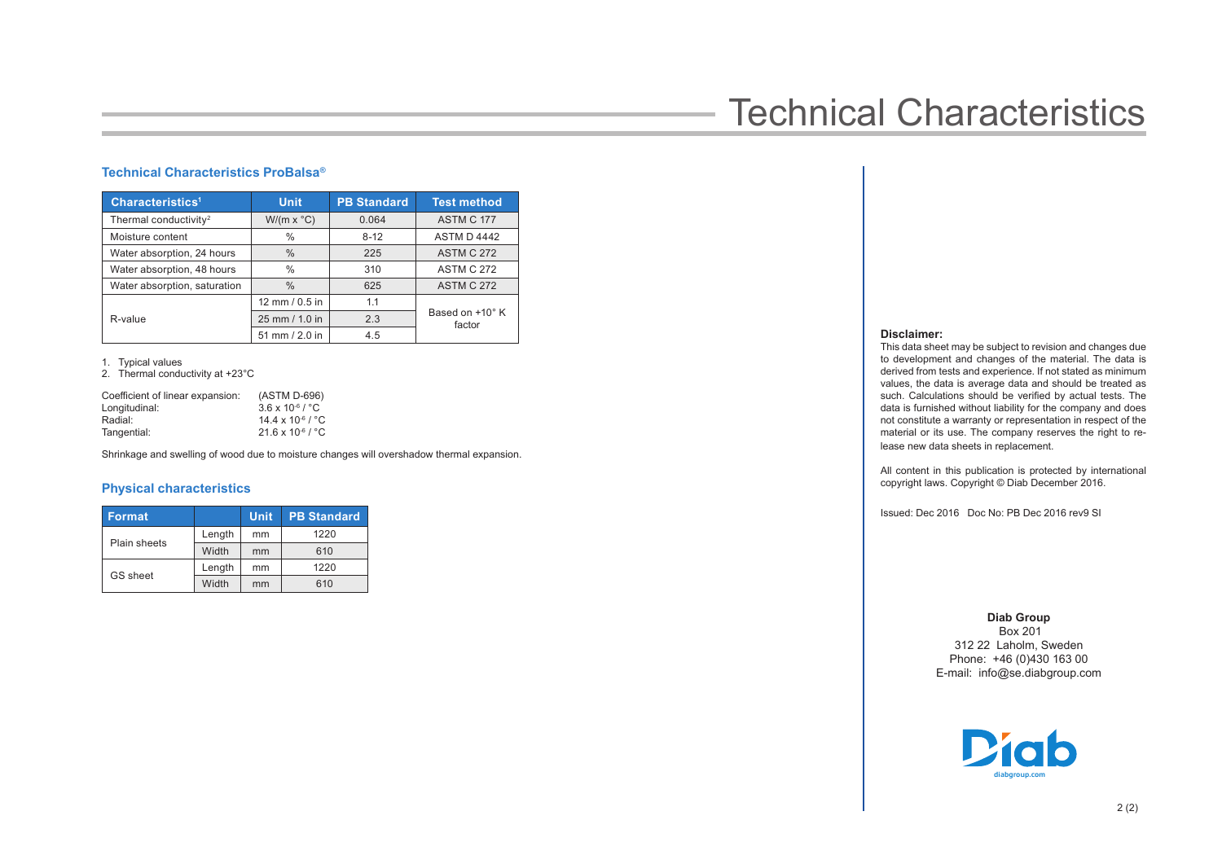# Technical Characteristics

## Technical Characteristics ProBalsa®

| Characteristics[1] | Unit | PB Standard | Test method |
|---|---|---|---|
| Thermal conductivity[2] | W/(m x °C) | 0.064 | ASTM C 177 |
| Moisture content | % | 8-12 | ASTM D 4442 |
| Water absorption, 24 hours | % | 225 | ASTM C 272 |
| Water absorption, 48 hours | % | 310 | ASTM C 272 |
| Water absorption, saturation | % | 625 | ASTM C 272 |
| R-value | 12 mm / 0.5 in | 1.1 | Based on +10° K factor |
| | 25 mm / 1.0 in | 2.3 | |
| | 51 mm / 2.0 in | 4.5 | |

1. Typical values
2. Thermal conductivity at +23°C

| | |
|---|---|
| Coefficient of linear expansion: | (ASTM D-696) |
| Longitudinal: | $3.6 \times 10^{-6}$ / °C |
| Radial: | $14.4 \times 10^{-6}$ / °C |
| Tangential: | $21.6 \times 10^{-6}$ / °C |

Shrinkage and swelling of wood due to moisture changes will overshadow thermal expansion.

## Physical characteristics

| Format | | Unit | PB Standard |
|---|---|---|---|
| Plain sheets | Length | mm | 1220 |
| | Width | mm | 610 |
| GS sheet | Length | mm | 1220 |
| | Width | mm | 610 |

**Disclaimer:**
This data sheet may be subject to revision and changes due to development and changes of the material. The data is derived from tests and experience. If not stated as minimum values, the data is average data and should be treated as such. Calculations should be verified by actual tests. The data is furnished without liability for the company and does not constitute a warranty or representation in respect of the material or its use. The company reserves the right to release new data sheets in replacement.

All content in this publication is protected by international copyright laws. Copyright © Diab December 2016.

Issued: Dec 2016 Doc No: PB Dec 2016 rev9 SI

**Diab Group**
Box 201
312 22 Laholm, Sweden
Phone: +46 (0)430 163 00
E-mail: info@se.diabgroup.com

Diab
diabgroup.com